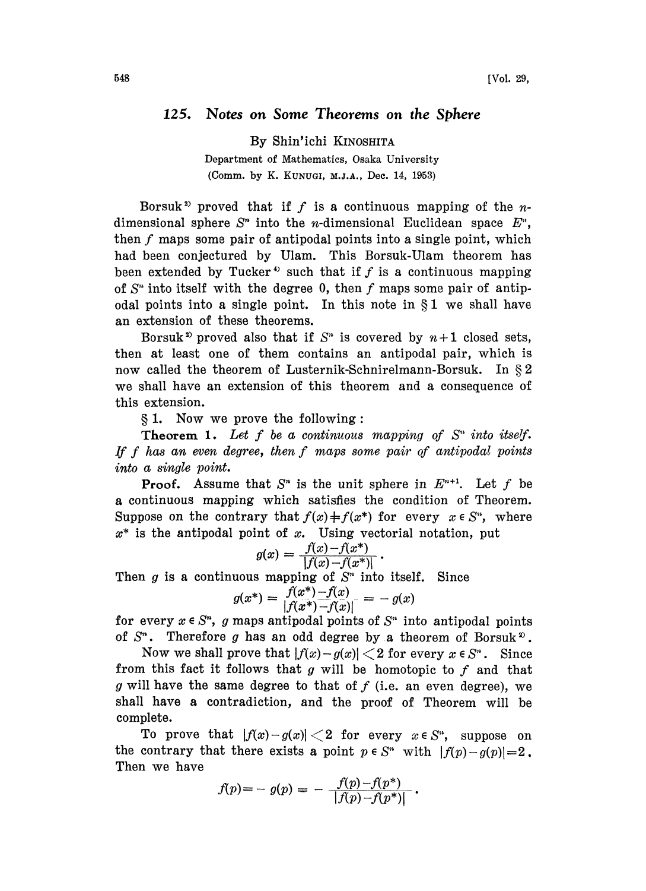# 125. Notes on Some Theorems on the Sphere

By Shin'ichi KINOSHITA

Department of Mathematics, Osaka University
(Comm. by K. KUNUGI, M.J.A., Dec. 14, 1953)

Borsuk[2] proved that if $f$ is a continuous mapping of the $n$-dimensional sphere $S^n$ into the $n$-dimensional Euclidean space $E^n$, then $f$ maps some pair of antipodal points into a single point, which had been conjectured by Ulam. This Borsuk-Ulam theorem has been extended by Tucker[4] such that if $f$ is a continuous mapping of $S^n$ into itself with the degree 0, then $f$ maps some pair of antipodal points into a single point. In this note in § 1 we shall have an extension of these theorems.

Borsuk[2] proved also that if $S^n$ is covered by $n+1$ closed sets, then at least one of them contains an antipodal pair, which is now called the theorem of Lusternik-Schnirelmann-Borsuk. In § 2 we shall have an extension of this theorem and a consequence of this extension.

§ 1. Now we prove the following:

**Theorem 1.** *Let $f$ be a continuous mapping of $S^n$ into itself. If $f$ has an even degree, then $f$ maps some pair of antipodal points into a single point.*

**Proof.** Assume that $S^n$ is the unit sphere in $E^{n+1}$. Let $f$ be a continuous mapping which satisfies the condition of Theorem. Suppose on the contrary that $f(x)\neq f(x^*)$ for every $x\in S^n$, where $x^*$ is the antipodal point of $x$. Using vectorial notation, put

$$g(x) = \frac{f(x)-f(x^*)}{|f(x)-f(x^*)|}.$$

Then $g$ is a continuous mapping of $S^n$ into itself. Since

$$g(x^*) = \frac{f(x^*)-f(x)}{|f(x^*)-f(x)|} = -g(x)$$

for every $x\in S^n$, $g$ maps antipodal points of $S^n$ into antipodal points of $S^n$. Therefore $g$ has an odd degree by a theorem of Borsuk[2].

Now we shall prove that $|f(x)-g(x)|<2$ for every $x\in S^n$. Since from this fact it follows that $g$ will be homotopic to $f$ and that $g$ will have the same degree to that of $f$ (i.e. an even degree), we shall have a contradiction, and the proof of Theorem will be complete.

To prove that $|f(x)-g(x)|<2$ for every $x\in S^n$, suppose on the contrary that there exists a point $p\in S^n$ with $|f(p)-g(p)|=2$. Then we have

$$f(p) = -g(p) = -\frac{f(p)-f(p^*)}{|f(p)-f(p^*)|}.$$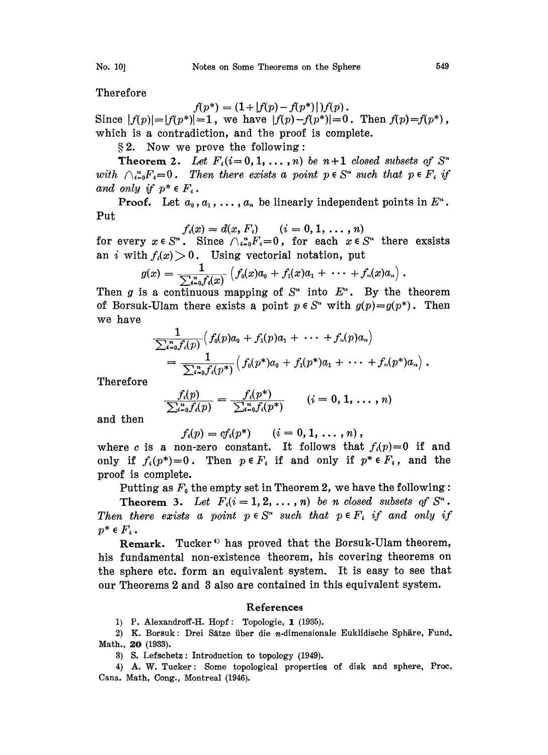Therefore

$$f(p^*) = (1 + |f(p) - f(p^*)|)f(p).$$

Since $|f(p)| = |f(p^*)| = 1$, we have $|f(p) - f(p^*)| = 0$. Then $f(p) = f(p^*)$, which is a contradiction, and the proof is complete.

§2. Now we prove the following:

**Theorem 2.** *Let $F_i (i = 0, 1, \dots, n)$ be $n+1$ closed subsets of $S^n$ with $\cap_{i=0}^n F_i = 0$. Then there exists a point $p \in S^n$ such that $p \in F_i$ if and only if $p^* \in F_i$.*

**Proof.** Let $a_0, a_1, \dots, a_n$ be linearly independent points in $E^n$. Put

$$f_i(x) = d(x, F_i) \qquad (i = 0, 1, \dots, n)$$

for every $x \in S^n$. Since $\cap_{i=0}^n F_i = 0$, for each $x \in S^n$ there exsists an $i$ with $f_i(x) > 0$. Using vectorial notation, put

$$g(x) = \frac{1}{\sum_{i=0}^n f_i(x)} \left( f_0(x)a_0 + f_1(x)a_1 + \cdots + f_n(x)a_n \right).$$

Then $g$ is a continuous mapping of $S^n$ into $E^n$. By the theorem of Borsuk-Ulam there exists a point $p \in S^n$ with $g(p) = g(p^*)$. Then we have

$$\frac{1}{\sum_{i=0}^n f_i(p)} \left( f_0(p)a_0 + f_1(p)a_1 + \cdots + f_n(p)a_n \right)$$
$$= \frac{1}{\sum_{i=0}^n f_i(p^*)} \left( f_0(p^*)a_0 + f_1(p^*)a_1 + \cdots + f_n(p^*)a_n \right).$$

Therefore

$$\frac{f_i(p)}{\sum_{i=0}^n f_i(p)} = \frac{f_i(p^*)}{\sum_{i=0}^n f_i(p^*)} \qquad (i = 0, 1, \dots, n)$$

and then

$$f_i(p) = c f_i(p^*) \qquad (i = 0, 1, \dots, n),$$

where $c$ is a non-zero constant. It follows that $f_i(p) = 0$ if and only if $f_i(p^*) = 0$. Then $p \in F_i$ if and only if $p^* \in F_i$, and the proof is complete.

Putting as $F_0$ the empty set in Theorem 2, we have the following:

**Theorem 3.** *Let $F_i (i = 1, 2, \dots, n)$ be $n$ closed subsets of $S^n$. Then there exists a point $p \in S^n$ such that $p \in F_i$ if and only if $p^* \in F_i$.*

**Remark.** Tucker[4] has proved that the Borsuk-Ulam theorem, his fundamental non-existence theorem, his covering theorems on the sphere etc. form an equivalent system. It is easy to see that our Theorems 2 and 3 also are contained in this equivalent system.

## References

1) P. Alexandroff-H. Hopf: Topologie, **1** (1935).

2) K. Borsuk: Drei Sätze über die $n$-dimensionale Euklidische Sphäre, Fund. Math., **20** (1933).

3) S. Lefschetz: Introduction to topology (1949).

4) A. W. Tucker: Some topological properties of disk and sphere, Proc, Cana. Math. Cong., Montreal (1946).